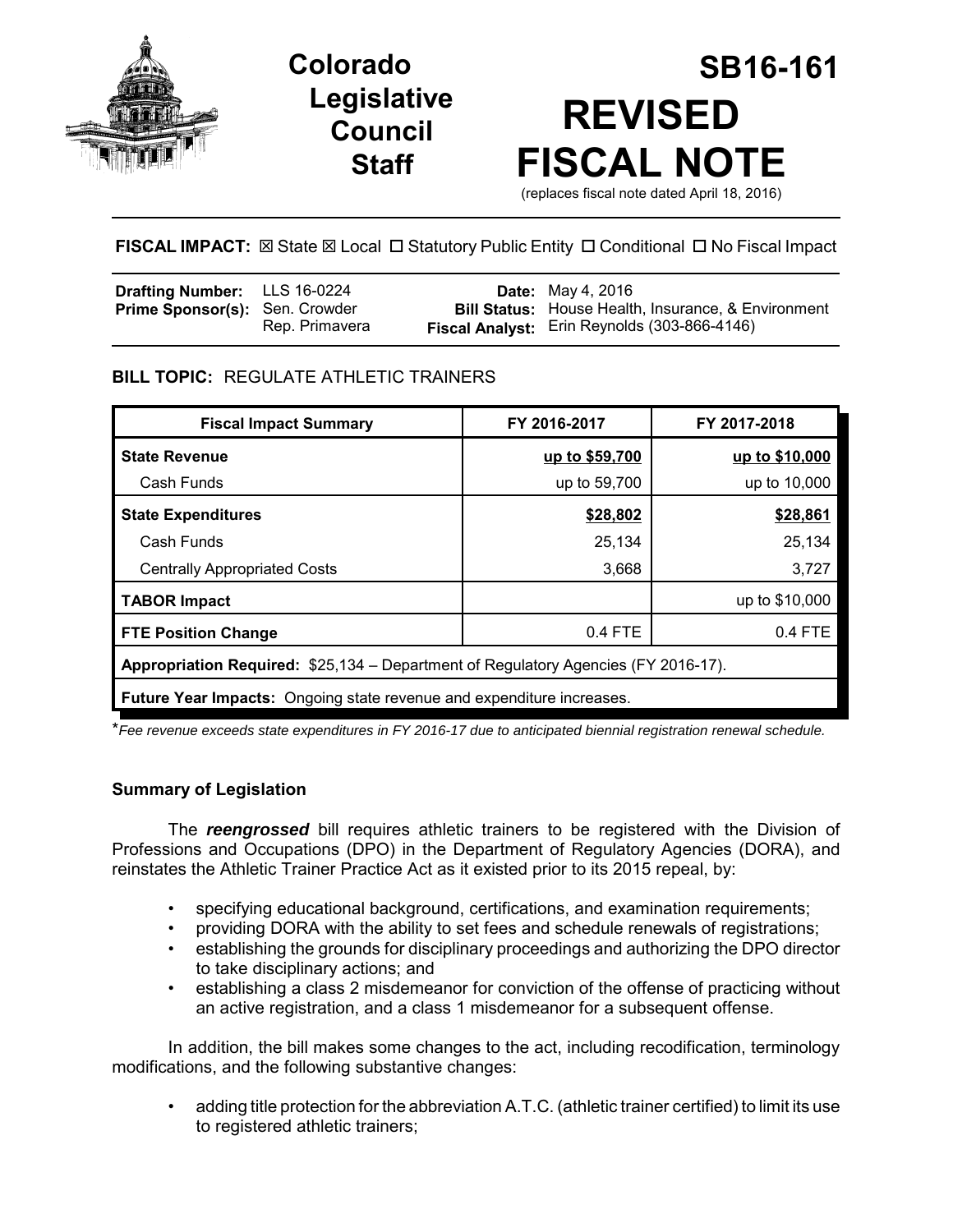# Colorado Legislative Council Staff

# SB16-161

# REVISED FISCAL NOTE

(replaces fiscal note dated April 18, 2016)

**FISCAL IMPACT:** ☒ State ☒ Local ☐ Statutory Public Entity ☐ Conditional ☐ No Fiscal Impact

| | | | |
|---|---|---|---|
| **Drafting Number:** | LLS 16-0224 | **Date:** | May 4, 2016 |
| **Prime Sponsor(s):** | Sen. Crowder<br>Rep. Primavera | **Bill Status:** | House Health, Insurance, & Environment |
| | | **Fiscal Analyst:** | Erin Reynolds (303-866-4146) |

## BILL TOPIC: REGULATE ATHLETIC TRAINERS

| Fiscal Impact Summary | FY 2016-2017 | FY 2017-2018 |
|---|---|---|
| **State Revenue** | **up to $59,700** | **up to $10,000** |
| Cash Funds | up to 59,700 | up to 10,000 |
| **State Expenditures** | **$28,802** | **$28,861** |
| Cash Funds | 25,134 | 25,134 |
| Centrally Appropriated Costs | 3,668 | 3,727 |
| **TABOR Impact** | | up to $10,000 |
| **FTE Position Change** | 0.4 FTE | 0.4 FTE |
| **Appropriation Required:** $25,134 – Department of Regulatory Agencies (FY 2016-17). | | |
| **Future Year Impacts:** Ongoing state revenue and expenditure increases. | | |

*\*Fee revenue exceeds state expenditures in FY 2016-17 due to anticipated biennial registration renewal schedule.*

### Summary of Legislation

The ***reengrossed*** bill requires athletic trainers to be registered with the Division of Professions and Occupations (DPO) in the Department of Regulatory Agencies (DORA), and reinstates the Athletic Trainer Practice Act as it existed prior to its 2015 repeal, by:

- specifying educational background, certifications, and examination requirements;
- providing DORA with the ability to set fees and schedule renewals of registrations;
- establishing the grounds for disciplinary proceedings and authorizing the DPO director to take disciplinary actions; and
- establishing a class 2 misdemeanor for conviction of the offense of practicing without an active registration, and a class 1 misdemeanor for a subsequent offense.

In addition, the bill makes some changes to the act, including recodification, terminology modifications, and the following substantive changes:

- adding title protection for the abbreviation A.T.C. (athletic trainer certified) to limit its use to registered athletic trainers;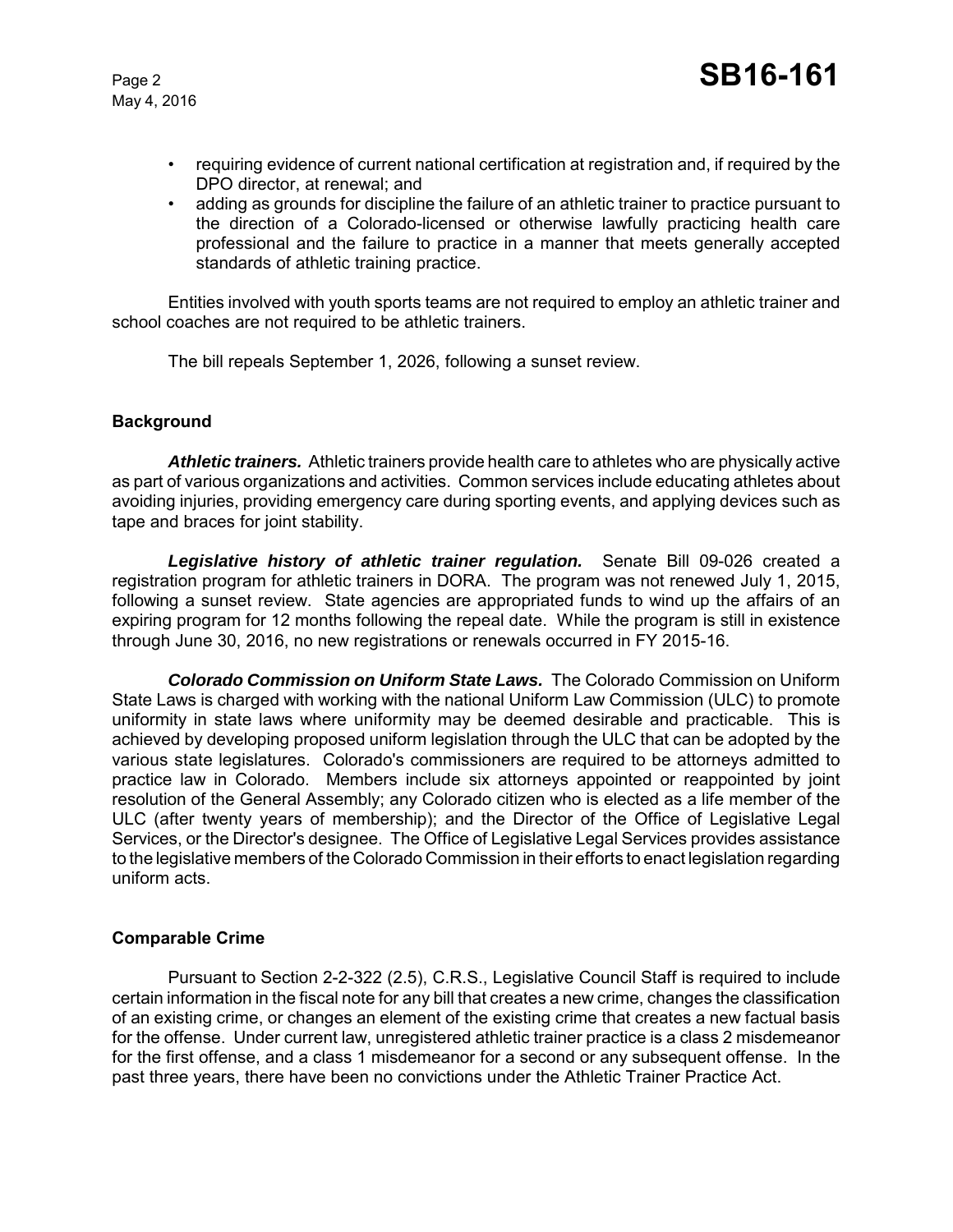- requiring evidence of current national certification at registration and, if required by the DPO director, at renewal; and
- adding as grounds for discipline the failure of an athletic trainer to practice pursuant to the direction of a Colorado-licensed or otherwise lawfully practicing health care professional and the failure to practice in a manner that meets generally accepted standards of athletic training practice.

Entities involved with youth sports teams are not required to employ an athletic trainer and school coaches are not required to be athletic trainers.

The bill repeals September 1, 2026, following a sunset review.

**Background**

***Athletic trainers.*** Athletic trainers provide health care to athletes who are physically active as part of various organizations and activities. Common services include educating athletes about avoiding injuries, providing emergency care during sporting events, and applying devices such as tape and braces for joint stability.

***Legislative history of athletic trainer regulation.*** Senate Bill 09-026 created a registration program for athletic trainers in DORA. The program was not renewed July 1, 2015, following a sunset review. State agencies are appropriated funds to wind up the affairs of an expiring program for 12 months following the repeal date. While the program is still in existence through June 30, 2016, no new registrations or renewals occurred in FY 2015-16.

***Colorado Commission on Uniform State Laws.*** The Colorado Commission on Uniform State Laws is charged with working with the national Uniform Law Commission (ULC) to promote uniformity in state laws where uniformity may be deemed desirable and practicable. This is achieved by developing proposed uniform legislation through the ULC that can be adopted by the various state legislatures. Colorado's commissioners are required to be attorneys admitted to practice law in Colorado. Members include six attorneys appointed or reappointed by joint resolution of the General Assembly; any Colorado citizen who is elected as a life member of the ULC (after twenty years of membership); and the Director of the Office of Legislative Legal Services, or the Director's designee. The Office of Legislative Legal Services provides assistance to the legislative members of the Colorado Commission in their efforts to enact legislation regarding uniform acts.

**Comparable Crime**

Pursuant to Section 2-2-322 (2.5), C.R.S., Legislative Council Staff is required to include certain information in the fiscal note for any bill that creates a new crime, changes the classification of an existing crime, or changes an element of the existing crime that creates a new factual basis for the offense. Under current law, unregistered athletic trainer practice is a class 2 misdemeanor for the first offense, and a class 1 misdemeanor for a second or any subsequent offense. In the past three years, there have been no convictions under the Athletic Trainer Practice Act.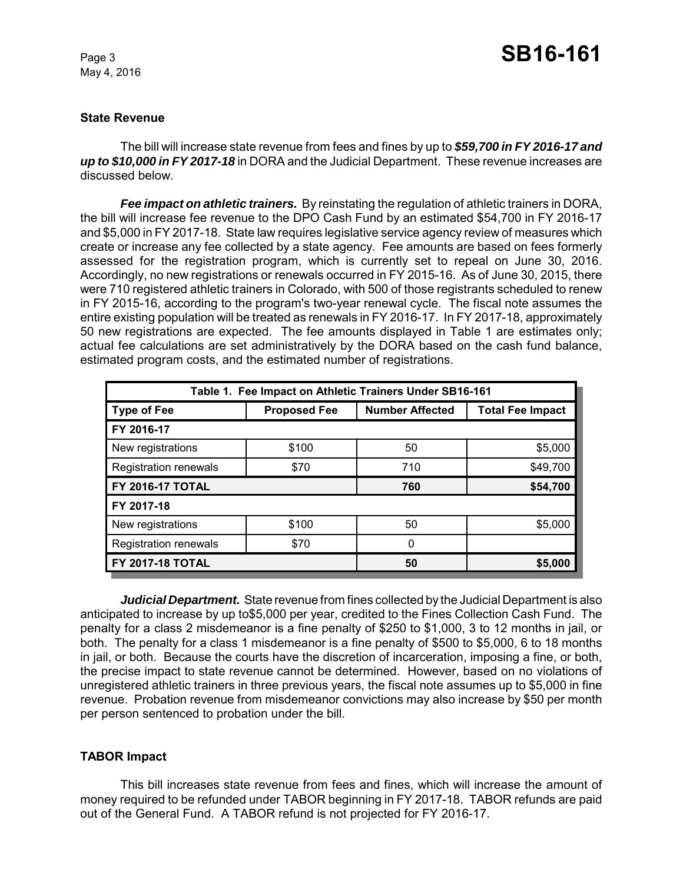**State Revenue**

The bill will increase state revenue from fees and fines by up to ***$59,700 in FY 2016-17 and up to $10,000 in FY 2017-18*** in DORA and the Judicial Department. These revenue increases are discussed below.

***Fee impact on athletic trainers.*** By reinstating the regulation of athletic trainers in DORA, the bill will increase fee revenue to the DPO Cash Fund by an estimated $54,700 in FY 2016-17 and $5,000 in FY 2017-18. State law requires legislative service agency review of measures which create or increase any fee collected by a state agency. Fee amounts are based on fees formerly assessed for the registration program, which is currently set to repeal on June 30, 2016. Accordingly, no new registrations or renewals occurred in FY 2015-16. As of June 30, 2015, there were 710 registered athletic trainers in Colorado, with 500 of those registrants scheduled to renew in FY 2015-16, according to the program's two-year renewal cycle. The fiscal note assumes the entire existing population will be treated as renewals in FY 2016-17. In FY 2017-18, approximately 50 new registrations are expected. The fee amounts displayed in Table 1 are estimates only; actual fee calculations are set administratively by the DORA based on the cash fund balance, estimated program costs, and the estimated number of registrations.

**Table 1. Fee Impact on Athletic Trainers Under SB16-161**

| Type of Fee | Proposed Fee | Number Affected | Total Fee Impact |
|---|---|---|---|
| **FY 2016-17** | | | |
| New registrations | $100 | 50 | $5,000 |
| Registration renewals | $70 | 710 | $49,700 |
| **FY 2016-17 TOTAL** | | **760** | **$54,700** |
| **FY 2017-18** | | | |
| New registrations | $100 | 50 | $5,000 |
| Registration renewals | $70 | 0 | |
| **FY 2017-18 TOTAL** | | **50** | **$5,000** |

***Judicial Department.*** State revenue from fines collected by the Judicial Department is also anticipated to increase by up to$5,000 per year, credited to the Fines Collection Cash Fund. The penalty for a class 2 misdemeanor is a fine penalty of $250 to $1,000, 3 to 12 months in jail, or both. The penalty for a class 1 misdemeanor is a fine penalty of $500 to $5,000, 6 to 18 months in jail, or both. Because the courts have the discretion of incarceration, imposing a fine, or both, the precise impact to state revenue cannot be determined. However, based on no violations of unregistered athletic trainers in three previous years, the fiscal note assumes up to $5,000 in fine revenue. Probation revenue from misdemeanor convictions may also increase by $50 per month per person sentenced to probation under the bill.

**TABOR Impact**

This bill increases state revenue from fees and fines, which will increase the amount of money required to be refunded under TABOR beginning in FY 2017-18. TABOR refunds are paid out of the General Fund. A TABOR refund is not projected for FY 2016-17.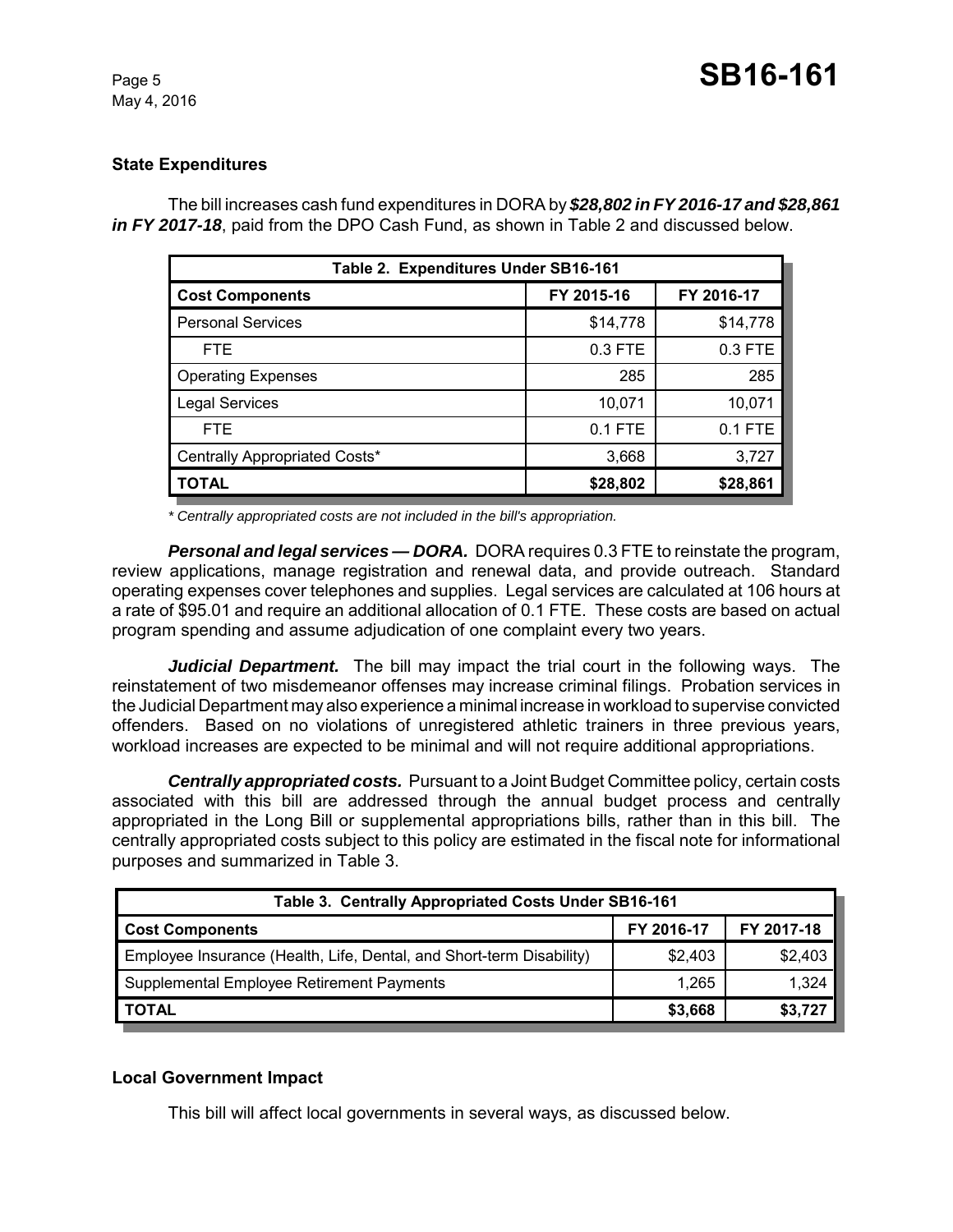## State Expenditures

The bill increases cash fund expenditures in DORA by ***$28,802 in FY 2016-17 and $28,861 in FY 2017-18***, paid from the DPO Cash Fund, as shown in Table 2 and discussed below.

| Table 2. Expenditures Under SB16-161 | | |
|---|---|---|
| **Cost Components** | **FY 2015-16** | **FY 2016-17** |
| Personal Services | $14,778 | $14,778 |
| FTE | 0.3 FTE | 0.3 FTE |
| Operating Expenses | 285 | 285 |
| Legal Services | 10,071 | 10,071 |
| FTE | 0.1 FTE | 0.1 FTE |
| Centrally Appropriated Costs* | 3,668 | 3,727 |
| **TOTAL** | **$28,802** | **$28,861** |

*\* Centrally appropriated costs are not included in the bill's appropriation.*

***Personal and legal services — DORA.*** DORA requires 0.3 FTE to reinstate the program, review applications, manage registration and renewal data, and provide outreach. Standard operating expenses cover telephones and supplies. Legal services are calculated at 106 hours at a rate of $95.01 and require an additional allocation of 0.1 FTE. These costs are based on actual program spending and assume adjudication of one complaint every two years.

***Judicial Department.*** The bill may impact the trial court in the following ways. The reinstatement of two misdemeanor offenses may increase criminal filings. Probation services in the Judicial Department may also experience a minimal increase in workload to supervise convicted offenders. Based on no violations of unregistered athletic trainers in three previous years, workload increases are expected to be minimal and will not require additional appropriations.

***Centrally appropriated costs.*** Pursuant to a Joint Budget Committee policy, certain costs associated with this bill are addressed through the annual budget process and centrally appropriated in the Long Bill or supplemental appropriations bills, rather than in this bill. The centrally appropriated costs subject to this policy are estimated in the fiscal note for informational purposes and summarized in Table 3.

| Table 3. Centrally Appropriated Costs Under SB16-161 | | |
|---|---|---|
| **Cost Components** | **FY 2016-17** | **FY 2017-18** |
| Employee Insurance (Health, Life, Dental, and Short-term Disability) | $2,403 | $2,403 |
| Supplemental Employee Retirement Payments | 1,265 | 1,324 |
| **TOTAL** | **$3,668** | **$3,727** |

## Local Government Impact

This bill will affect local governments in several ways, as discussed below.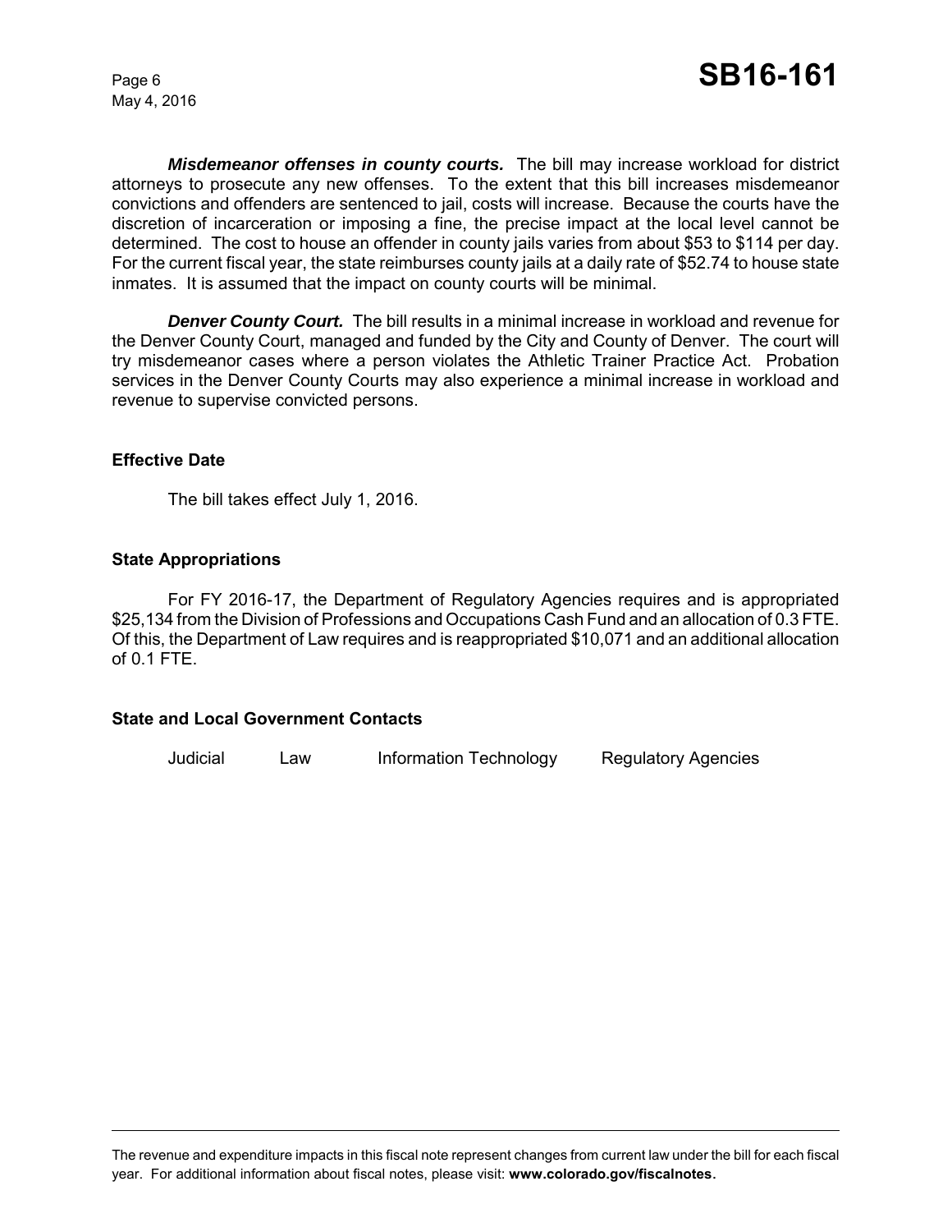***Misdemeanor offenses in county courts.*** The bill may increase workload for district attorneys to prosecute any new offenses. To the extent that this bill increases misdemeanor convictions and offenders are sentenced to jail, costs will increase. Because the courts have the discretion of incarceration or imposing a fine, the precise impact at the local level cannot be determined. The cost to house an offender in county jails varies from about $53 to $114 per day. For the current fiscal year, the state reimburses county jails at a daily rate of $52.74 to house state inmates. It is assumed that the impact on county courts will be minimal.

***Denver County Court.*** The bill results in a minimal increase in workload and revenue for the Denver County Court, managed and funded by the City and County of Denver. The court will try misdemeanor cases where a person violates the Athletic Trainer Practice Act. Probation services in the Denver County Courts may also experience a minimal increase in workload and revenue to supervise convicted persons.

## Effective Date

The bill takes effect July 1, 2016.

## State Appropriations

For FY 2016-17, the Department of Regulatory Agencies requires and is appropriated $25,134 from the Division of Professions and Occupations Cash Fund and an allocation of 0.3 FTE. Of this, the Department of Law requires and is reappropriated $10,071 and an additional allocation of 0.1 FTE.

## State and Local Government Contacts

Judicial    Law    Information Technology    Regulatory Agencies

The revenue and expenditure impacts in this fiscal note represent changes from current law under the bill for each fiscal year. For additional information about fiscal notes, please visit: **www.colorado.gov/fiscalnotes.**